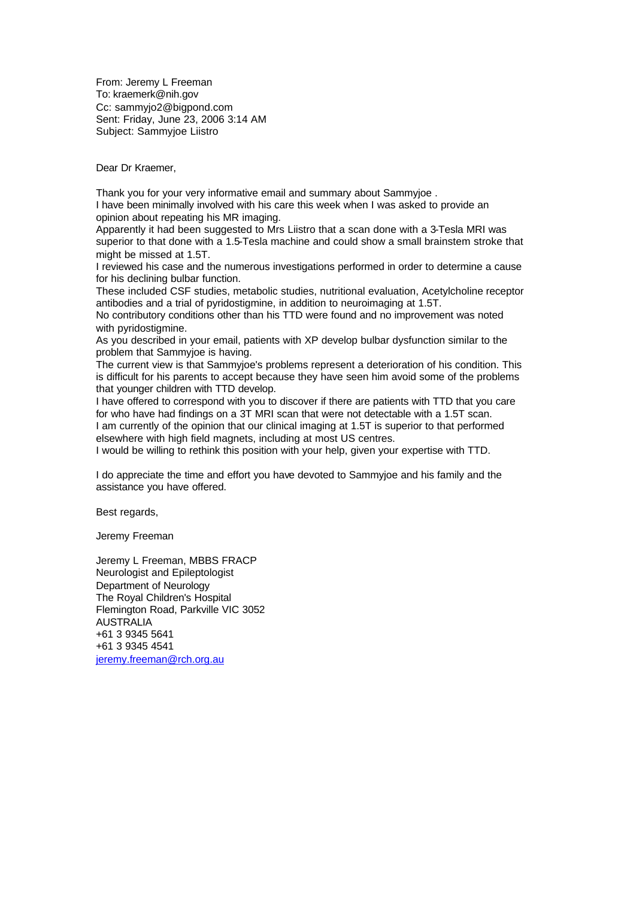From: Jeremy L Freeman
To: kraemerk@nih.gov
Cc: sammyjo2@bigpond.com
Sent: Friday, June 23, 2006 3:14 AM
Subject: Sammyjoe Liistro

Dear Dr Kraemer,

Thank you for your very informative email and summary about Sammyjoe .
I have been minimally involved with his care this week when I was asked to provide an opinion about repeating his MR imaging.
Apparently it had been suggested to Mrs Liistro that a scan done with a 3-Tesla MRI was superior to that done with a 1.5-Tesla machine and could show a small brainstem stroke that might be missed at 1.5T.
I reviewed his case and the numerous investigations performed in order to determine a cause for his declining bulbar function.
These included CSF studies, metabolic studies, nutritional evaluation, Acetylcholine receptor antibodies and a trial of pyridostigmine, in addition to neuroimaging at 1.5T.
No contributory conditions other than his TTD were found and no improvement was noted with pyridostigmine.
As you described in your email, patients with XP develop bulbar dysfunction similar to the problem that Sammyjoe is having.
The current view is that Sammyjoe's problems represent a deterioration of his condition. This is difficult for his parents to accept because they have seen him avoid some of the problems that younger children with TTD develop.
I have offered to correspond with you to discover if there are patients with TTD that you care for who have had findings on a 3T MRI scan that were not detectable with a 1.5T scan.
I am currently of the opinion that our clinical imaging at 1.5T is superior to that performed elsewhere with high field magnets, including at most US centres.
I would be willing to rethink this position with your help, given your expertise with TTD.

I do appreciate the time and effort you have devoted to Sammyjoe and his family and the assistance you have offered.

Best regards,

Jeremy Freeman

Jeremy L Freeman, MBBS FRACP
Neurologist and Epileptologist
Department of Neurology
The Royal Children's Hospital
Flemington Road, Parkville VIC 3052
AUSTRALIA
+61 3 9345 5641
+61 3 9345 4541
jeremy.freeman@rch.org.au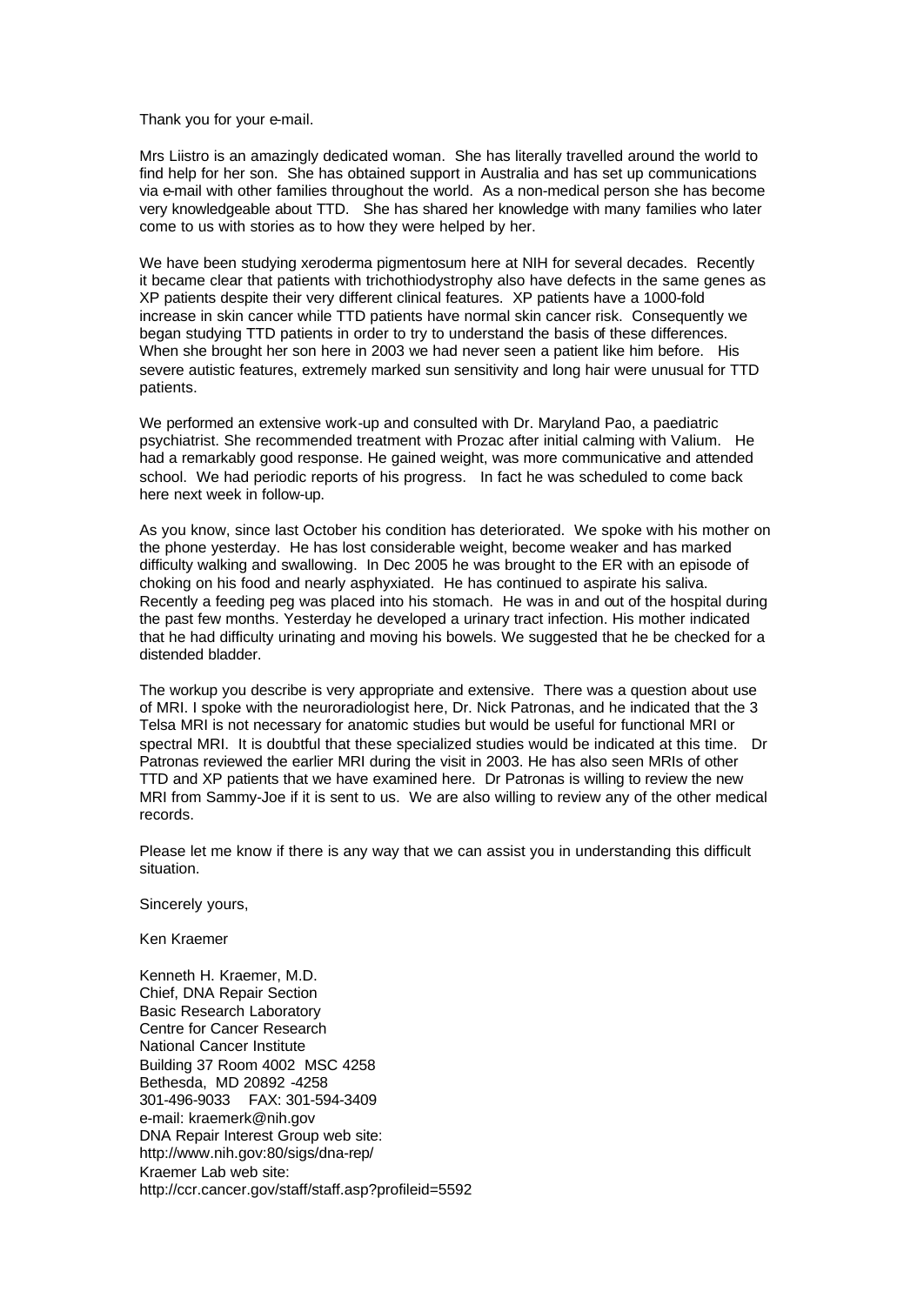Thank you for your e-mail.

Mrs Liistro is an amazingly dedicated woman. She has literally travelled around the world to find help for her son. She has obtained support in Australia and has set up communications via e-mail with other families throughout the world. As a non-medical person she has become very knowledgeable about TTD. She has shared her knowledge with many families who later come to us with stories as to how they were helped by her.

We have been studying xeroderma pigmentosum here at NIH for several decades. Recently it became clear that patients with trichothiodystrophy also have defects in the same genes as XP patients despite their very different clinical features. XP patients have a 1000-fold increase in skin cancer while TTD patients have normal skin cancer risk. Consequently we began studying TTD patients in order to try to understand the basis of these differences. When she brought her son here in 2003 we had never seen a patient like him before. His severe autistic features, extremely marked sun sensitivity and long hair were unusual for TTD patients.

We performed an extensive work-up and consulted with Dr. Maryland Pao, a paediatric psychiatrist. She recommended treatment with Prozac after initial calming with Valium. He had a remarkably good response. He gained weight, was more communicative and attended school. We had periodic reports of his progress. In fact he was scheduled to come back here next week in follow-up.

As you know, since last October his condition has deteriorated. We spoke with his mother on the phone yesterday. He has lost considerable weight, become weaker and has marked difficulty walking and swallowing. In Dec 2005 he was brought to the ER with an episode of choking on his food and nearly asphyxiated. He has continued to aspirate his saliva. Recently a feeding peg was placed into his stomach. He was in and out of the hospital during the past few months. Yesterday he developed a urinary tract infection. His mother indicated that he had difficulty urinating and moving his bowels. We suggested that he be checked for a distended bladder.

The workup you describe is very appropriate and extensive. There was a question about use of MRI. I spoke with the neuroradiologist here, Dr. Nick Patronas, and he indicated that the 3 Telsa MRI is not necessary for anatomic studies but would be useful for functional MRI or spectral MRI. It is doubtful that these specialized studies would be indicated at this time. Dr Patronas reviewed the earlier MRI during the visit in 2003. He has also seen MRIs of other TTD and XP patients that we have examined here. Dr Patronas is willing to review the new MRI from Sammy-Joe if it is sent to us. We are also willing to review any of the other medical records.

Please let me know if there is any way that we can assist you in understanding this difficult situation.

Sincerely yours,

Ken Kraemer

Kenneth H. Kraemer, M.D.
Chief, DNA Repair Section
Basic Research Laboratory
Centre for Cancer Research
National Cancer Institute
Building 37 Room 4002 MSC 4258
Bethesda, MD 20892 -4258
301-496-9033 FAX: 301-594-3409
e-mail: kraemerk@nih.gov
DNA Repair Interest Group web site:
http://www.nih.gov:80/sigs/dna-rep/
Kraemer Lab web site:
http://ccr.cancer.gov/staff/staff.asp?profileid=5592